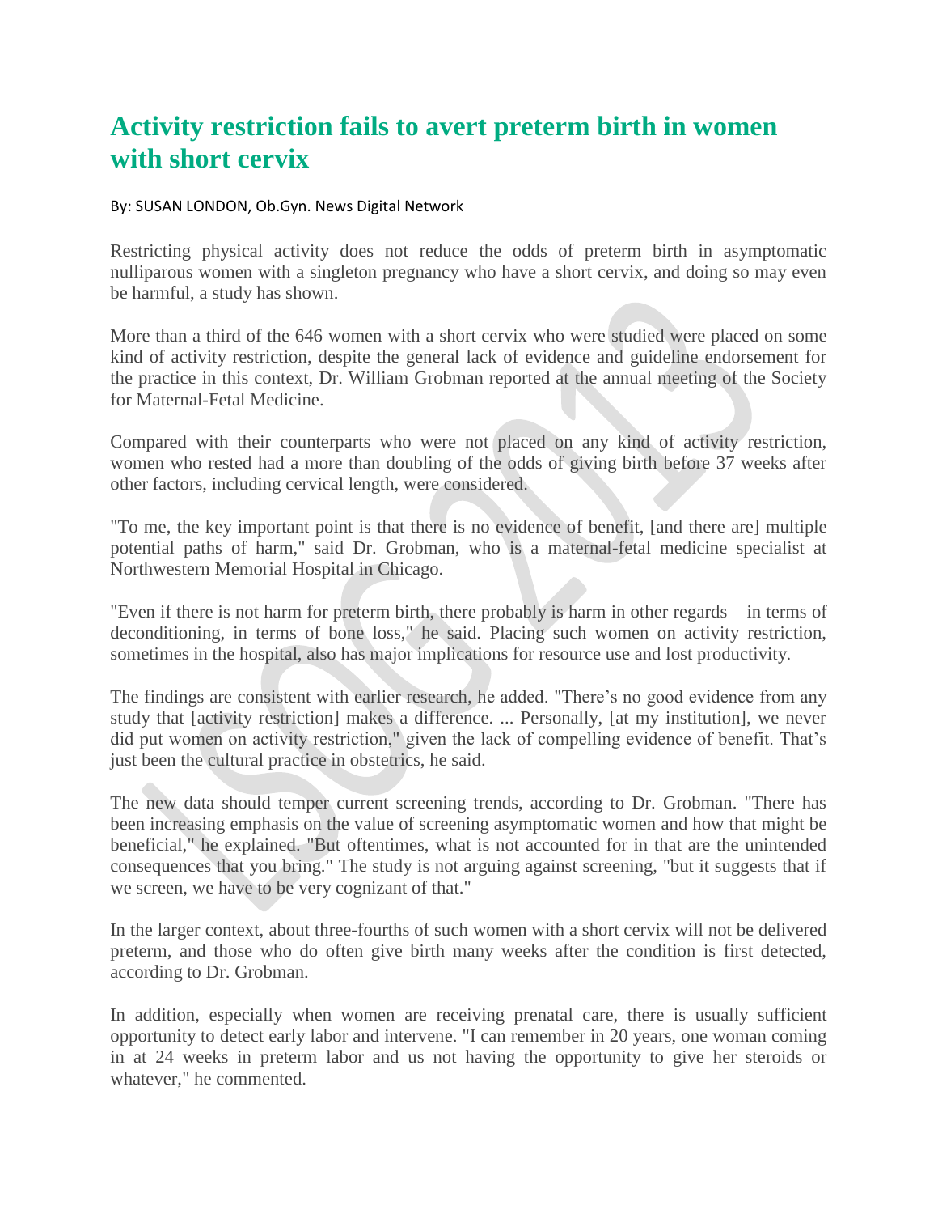# Activity restriction fails to avert preterm birth in women with short cervix

By: SUSAN LONDON, Ob.Gyn. News Digital Network

Restricting physical activity does not reduce the odds of preterm birth in asymptomatic nulliparous women with a singleton pregnancy who have a short cervix, and doing so may even be harmful, a study has shown.

More than a third of the 646 women with a short cervix who were studied were placed on some kind of activity restriction, despite the general lack of evidence and guideline endorsement for the practice in this context, Dr. William Grobman reported at the annual meeting of the Society for Maternal-Fetal Medicine.

Compared with their counterparts who were not placed on any kind of activity restriction, women who rested had a more than doubling of the odds of giving birth before 37 weeks after other factors, including cervical length, were considered.

"To me, the key important point is that there is no evidence of benefit, [and there are] multiple potential paths of harm," said Dr. Grobman, who is a maternal-fetal medicine specialist at Northwestern Memorial Hospital in Chicago.

"Even if there is not harm for preterm birth, there probably is harm in other regards – in terms of deconditioning, in terms of bone loss," he said. Placing such women on activity restriction, sometimes in the hospital, also has major implications for resource use and lost productivity.

The findings are consistent with earlier research, he added. "There's no good evidence from any study that [activity restriction] makes a difference. ... Personally, [at my institution], we never did put women on activity restriction," given the lack of compelling evidence of benefit. That's just been the cultural practice in obstetrics, he said.

The new data should temper current screening trends, according to Dr. Grobman. "There has been increasing emphasis on the value of screening asymptomatic women and how that might be beneficial," he explained. "But oftentimes, what is not accounted for in that are the unintended consequences that you bring." The study is not arguing against screening, "but it suggests that if we screen, we have to be very cognizant of that."

In the larger context, about three-fourths of such women with a short cervix will not be delivered preterm, and those who do often give birth many weeks after the condition is first detected, according to Dr. Grobman.

In addition, especially when women are receiving prenatal care, there is usually sufficient opportunity to detect early labor and intervene. "I can remember in 20 years, one woman coming in at 24 weeks in preterm labor and us not having the opportunity to give her steroids or whatever," he commented.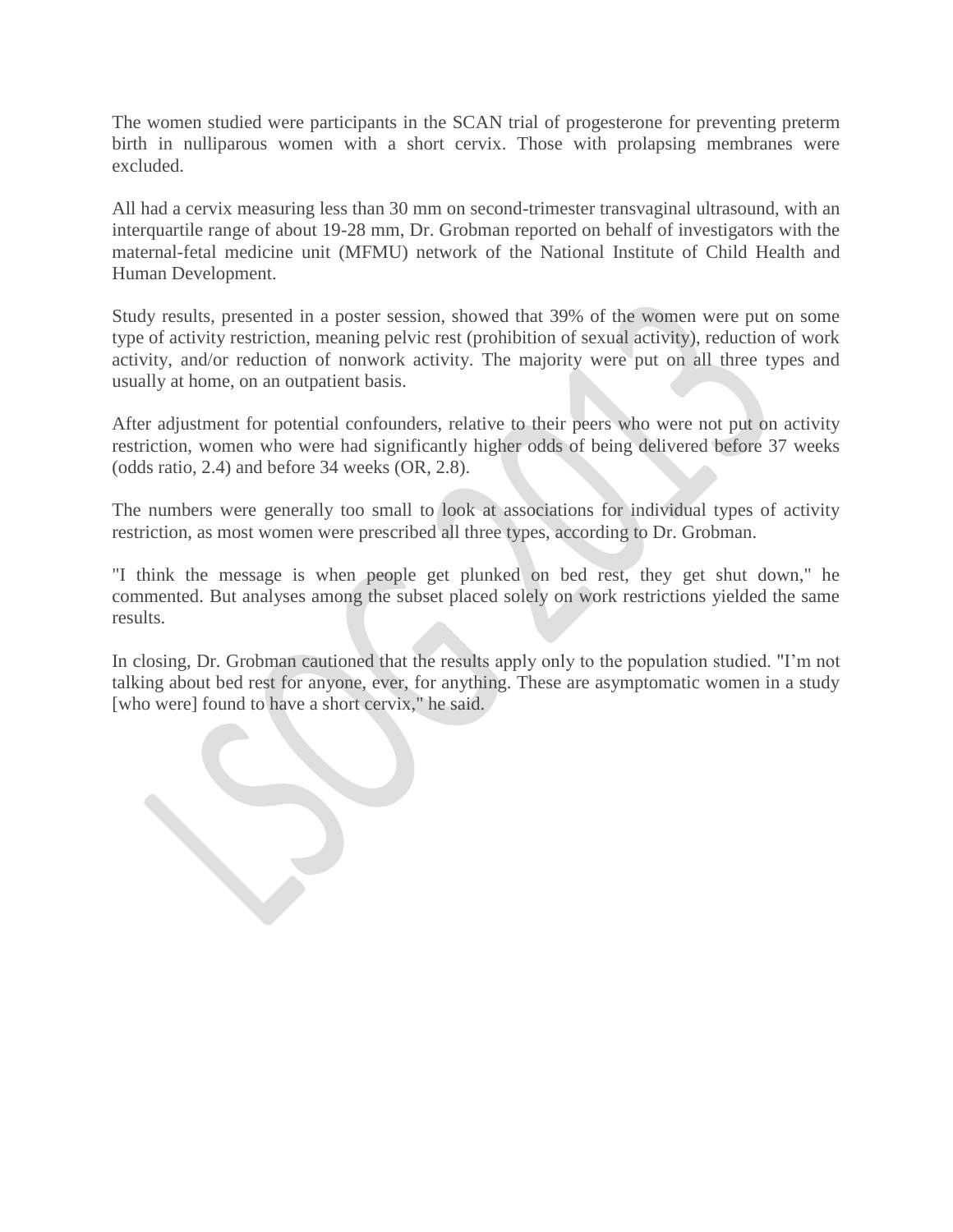The women studied were participants in the SCAN trial of progesterone for preventing preterm birth in nulliparous women with a short cervix. Those with prolapsing membranes were excluded.

All had a cervix measuring less than 30 mm on second-trimester transvaginal ultrasound, with an interquartile range of about 19-28 mm, Dr. Grobman reported on behalf of investigators with the maternal-fetal medicine unit (MFMU) network of the National Institute of Child Health and Human Development.

Study results, presented in a poster session, showed that 39% of the women were put on some type of activity restriction, meaning pelvic rest (prohibition of sexual activity), reduction of work activity, and/or reduction of nonwork activity. The majority were put on all three types and usually at home, on an outpatient basis.

After adjustment for potential confounders, relative to their peers who were not put on activity restriction, women who were had significantly higher odds of being delivered before 37 weeks (odds ratio, 2.4) and before 34 weeks (OR, 2.8).

The numbers were generally too small to look at associations for individual types of activity restriction, as most women were prescribed all three types, according to Dr. Grobman.

"I think the message is when people get plunked on bed rest, they get shut down," he commented. But analyses among the subset placed solely on work restrictions yielded the same results.

In closing, Dr. Grobman cautioned that the results apply only to the population studied. "I'm not talking about bed rest for anyone, ever, for anything. These are asymptomatic women in a study [who were] found to have a short cervix," he said.